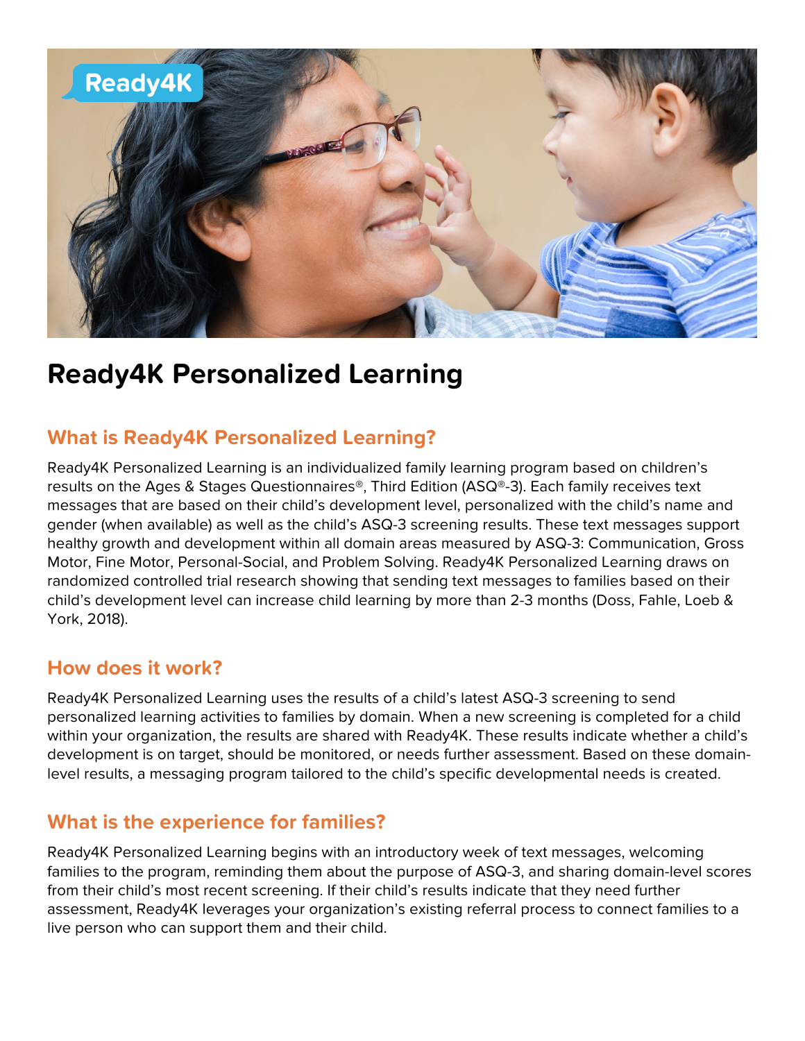# Ready4K Personalized Learning

## What is Ready4K Personalized Learning?

Ready4K Personalized Learning is an individualized family learning program based on children's results on the Ages & Stages Questionnaires®, Third Edition (ASQ®-3). Each family receives text messages that are based on their child's development level, personalized with the child's name and gender (when available) as well as the child's ASQ-3 screening results. These text messages support healthy growth and development within all domain areas measured by ASQ-3: Communication, Gross Motor, Fine Motor, Personal-Social, and Problem Solving. Ready4K Personalized Learning draws on randomized controlled trial research showing that sending text messages to families based on their child's development level can increase child learning by more than 2-3 months (Doss, Fahle, Loeb & York, 2018).

## How does it work?

Ready4K Personalized Learning uses the results of a child's latest ASQ-3 screening to send personalized learning activities to families by domain. When a new screening is completed for a child within your organization, the results are shared with Ready4K. These results indicate whether a child's development is on target, should be monitored, or needs further assessment. Based on these domain-level results, a messaging program tailored to the child's specific developmental needs is created.

## What is the experience for families?

Ready4K Personalized Learning begins with an introductory week of text messages, welcoming families to the program, reminding them about the purpose of ASQ-3, and sharing domain-level scores from their child's most recent screening. If their child's results indicate that they need further assessment, Ready4K leverages your organization's existing referral process to connect families to a live person who can support them and their child.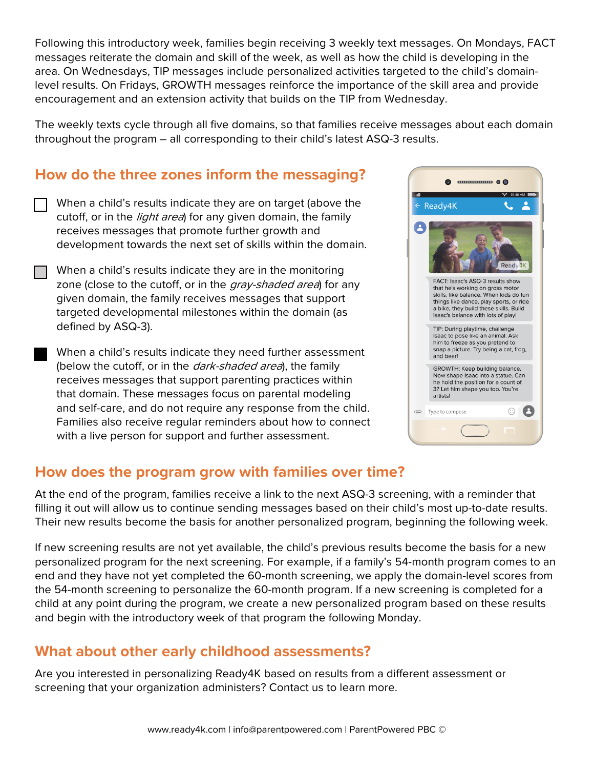Following this introductory week, families begin receiving 3 weekly text messages. On Mondays, FACT messages reiterate the domain and skill of the week, as well as how the child is developing in the area. On Wednesdays, TIP messages include personalized activities targeted to the child's domain-level results. On Fridays, GROWTH messages reinforce the importance of the skill area and provide encouragement and an extension activity that builds on the TIP from Wednesday.

The weekly texts cycle through all five domains, so that families receive messages about each domain throughout the program – all corresponding to their child's latest ASQ-3 results.

## How do the three zones inform the messaging?

- When a child's results indicate they are on target (above the cutoff, or in the *light area*) for any given domain, the family receives messages that promote further growth and development towards the next set of skills within the domain.

- When a child's results indicate they are in the monitoring zone (close to the cutoff, or in the *gray-shaded area*) for any given domain, the family receives messages that support targeted developmental milestones within the domain (as defined by ASQ-3).

- When a child's results indicate they need further assessment (below the cutoff, or in the *dark-shaded area*), the family receives messages that support parenting practices within that domain. These messages focus on parental modeling and self-care, and do not require any response from the child. Families also receive regular reminders about how to connect with a live person for support and further assessment.

Ready4K

FACT: Isaac's ASQ-3 results show that he's working on gross motor skills, like balance. When kids do fun things like dance, play sports, or ride a bike, they build these skills. Build Isaac's balance with lots of play!

TIP: During playtime, challenge Isaac to pose like an animal. Ask him to freeze as you pretend to snap a picture. Try being a cat, frog, and bear!

GROWTH: Keep building balance. Now shape Isaac into a statue. Can he hold the position for a count of 3? Let him shape you too. You're artists!

## How does the program grow with families over time?

At the end of the program, families receive a link to the next ASQ-3 screening, with a reminder that filling it out will allow us to continue sending messages based on their child's most up-to-date results. Their new results become the basis for another personalized program, beginning the following week.

If new screening results are not yet available, the child's previous results become the basis for a new personalized program for the next screening. For example, if a family's 54-month program comes to an end and they have not yet completed the 60-month screening, we apply the domain-level scores from the 54-month screening to personalize the 60-month program. If a new screening is completed for a child at any point during the program, we create a new personalized program based on these results and begin with the introductory week of that program the following Monday.

## What about other early childhood assessments?

Are you interested in personalizing Ready4K based on results from a different assessment or screening that your organization administers? Contact us to learn more.

www.ready4k.com | info@parentpowered.com | ParentPowered PBC ©